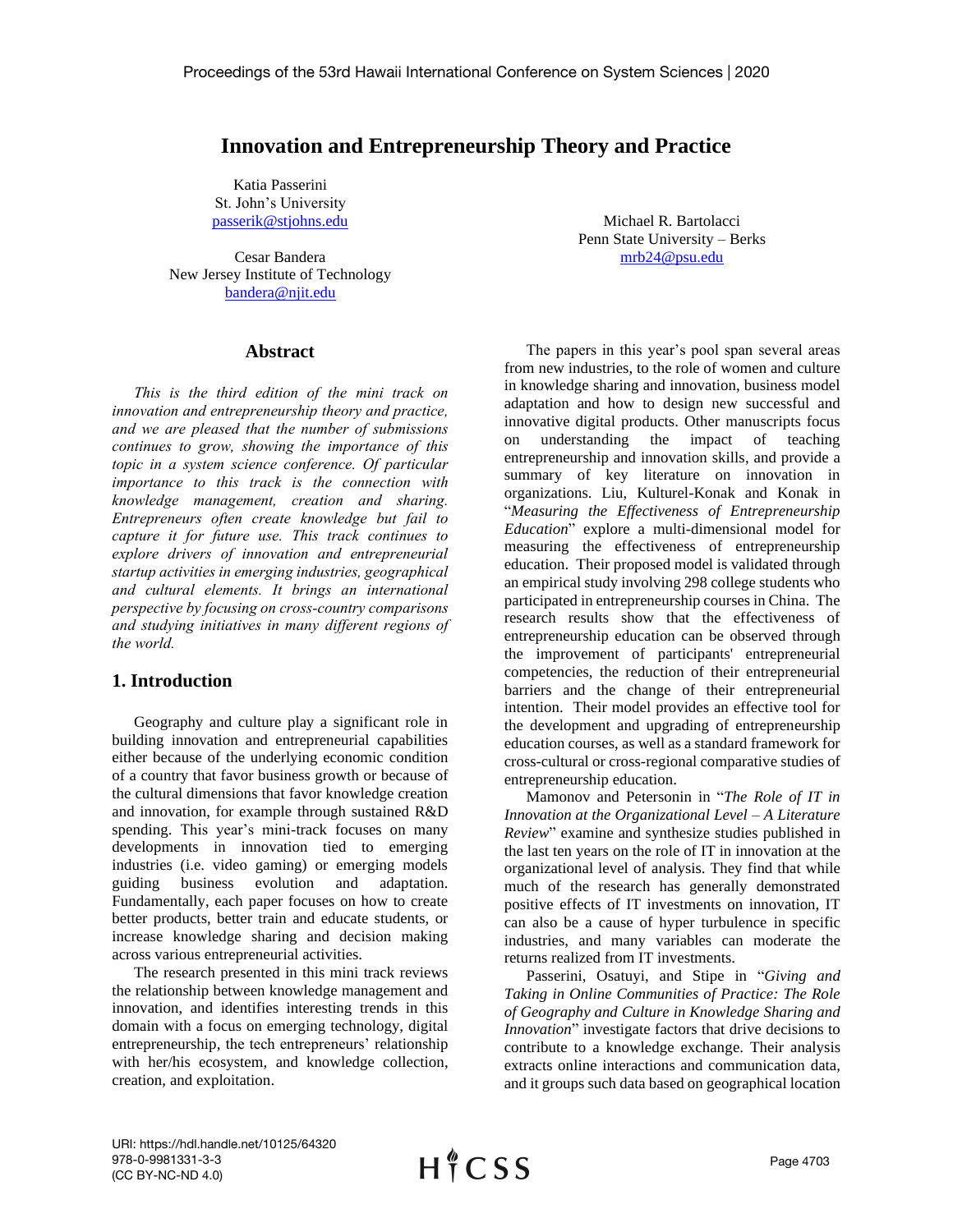# Innovation and Entrepreneurship Theory and Practice

Katia Passerini
St. John's University
passerik@stjohns.edu

Cesar Bandera
New Jersey Institute of Technology
bandera@njit.edu

Michael R. Bartolacci
Penn State University – Berks
mrb24@psu.edu

## Abstract

*This is the third edition of the mini track on innovation and entrepreneurship theory and practice, and we are pleased that the number of submissions continues to grow, showing the importance of this topic in a system science conference. Of particular importance to this track is the connection with knowledge management, creation and sharing. Entrepreneurs often create knowledge but fail to capture it for future use. This track continues to explore drivers of innovation and entrepreneurial startup activities in emerging industries, geographical and cultural elements. It brings an international perspective by focusing on cross-country comparisons and studying initiatives in many different regions of the world.*

## 1. Introduction

Geography and culture play a significant role in building innovation and entrepreneurial capabilities either because of the underlying economic condition of a country that favor business growth or because of the cultural dimensions that favor knowledge creation and innovation, for example through sustained R&D spending. This year's mini-track focuses on many developments in innovation tied to emerging industries (i.e. video gaming) or emerging models guiding business evolution and adaptation. Fundamentally, each paper focuses on how to create better products, better train and educate students, or increase knowledge sharing and decision making across various entrepreneurial activities.

The research presented in this mini track reviews the relationship between knowledge management and innovation, and identifies interesting trends in this domain with a focus on emerging technology, digital entrepreneurship, the tech entrepreneurs' relationship with her/his ecosystem, and knowledge collection, creation, and exploitation.

The papers in this year's pool span several areas from new industries, to the role of women and culture in knowledge sharing and innovation, business model adaptation and how to design new successful and innovative digital products. Other manuscripts focus on understanding the impact of teaching entrepreneurship and innovation skills, and provide a summary of key literature on innovation in organizations. Liu, Kulturel-Konak and Konak in "*Measuring the Effectiveness of Entrepreneurship Education*" explore a multi-dimensional model for measuring the effectiveness of entrepreneurship education. Their proposed model is validated through an empirical study involving 298 college students who participated in entrepreneurship courses in China. The research results show that the effectiveness of entrepreneurship education can be observed through the improvement of participants' entrepreneurial competencies, the reduction of their entrepreneurial barriers and the change of their entrepreneurial intention. Their model provides an effective tool for the development and upgrading of entrepreneurship education courses, as well as a standard framework for cross-cultural or cross-regional comparative studies of entrepreneurship education.

Mamonov and Petersonin in "*The Role of IT in Innovation at the Organizational Level – A Literature Review*" examine and synthesize studies published in the last ten years on the role of IT in innovation at the organizational level of analysis. They find that while much of the research has generally demonstrated positive effects of IT investments on innovation, IT can also be a cause of hyper turbulence in specific industries, and many variables can moderate the returns realized from IT investments.

Passerini, Osatuyi, and Stipe in "*Giving and Taking in Online Communities of Practice: The Role of Geography and Culture in Knowledge Sharing and Innovation*" investigate factors that drive decisions to contribute to a knowledge exchange. Their analysis extracts online interactions and communication data, and it groups such data based on geographical location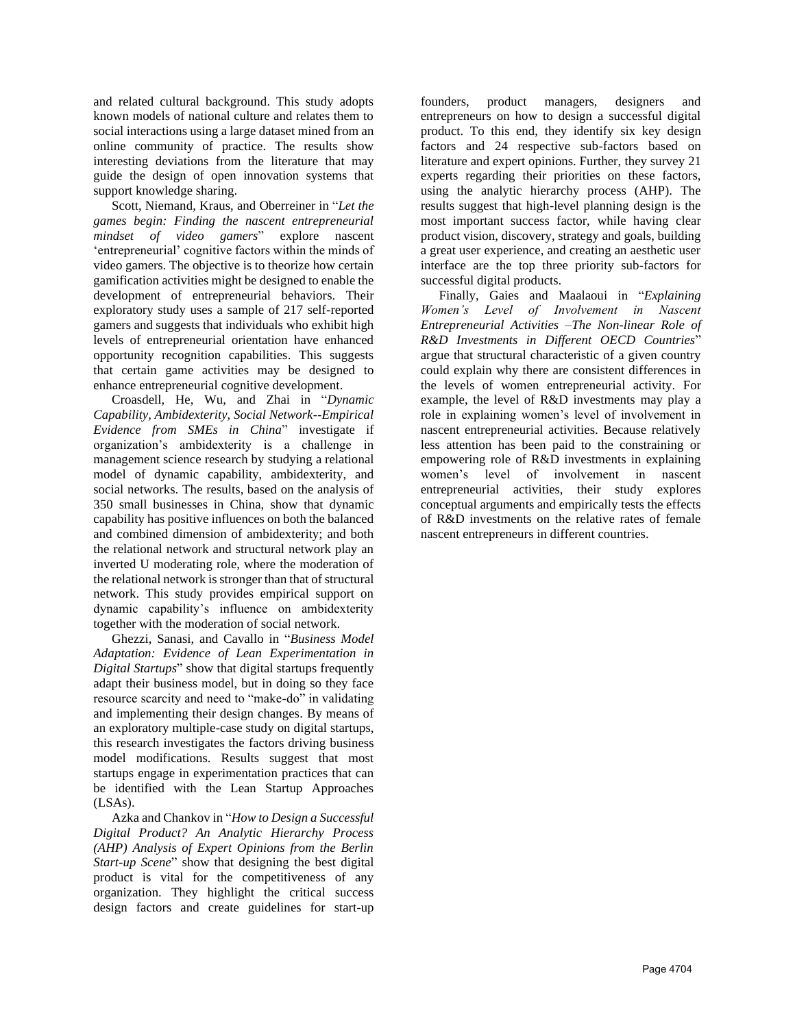and related cultural background. This study adopts known models of national culture and relates them to social interactions using a large dataset mined from an online community of practice. The results show interesting deviations from the literature that may guide the design of open innovation systems that support knowledge sharing.

Scott, Niemand, Kraus, and Oberreiner in "*Let the games begin: Finding the nascent entrepreneurial mindset of video gamers*" explore nascent 'entrepreneurial' cognitive factors within the minds of video gamers. The objective is to theorize how certain gamification activities might be designed to enable the development of entrepreneurial behaviors. Their exploratory study uses a sample of 217 self-reported gamers and suggests that individuals who exhibit high levels of entrepreneurial orientation have enhanced opportunity recognition capabilities. This suggests that certain game activities may be designed to enhance entrepreneurial cognitive development.

Croasdell, He, Wu, and Zhai in "*Dynamic Capability, Ambidexterity, Social Network--Empirical Evidence from SMEs in China*" investigate if organization's ambidexterity is a challenge in management science research by studying a relational model of dynamic capability, ambidexterity, and social networks. The results, based on the analysis of 350 small businesses in China, show that dynamic capability has positive influences on both the balanced and combined dimension of ambidexterity; and both the relational network and structural network play an inverted U moderating role, where the moderation of the relational network is stronger than that of structural network. This study provides empirical support on dynamic capability's influence on ambidexterity together with the moderation of social network.

Ghezzi, Sanasi, and Cavallo in "*Business Model Adaptation: Evidence of Lean Experimentation in Digital Startups*" show that digital startups frequently adapt their business model, but in doing so they face resource scarcity and need to "make-do" in validating and implementing their design changes. By means of an exploratory multiple-case study on digital startups, this research investigates the factors driving business model modifications. Results suggest that most startups engage in experimentation practices that can be identified with the Lean Startup Approaches (LSAs).

Azka and Chankov in "*How to Design a Successful Digital Product? An Analytic Hierarchy Process (AHP) Analysis of Expert Opinions from the Berlin Start-up Scene*" show that designing the best digital product is vital for the competitiveness of any organization. They highlight the critical success design factors and create guidelines for start-up founders, product managers, designers and entrepreneurs on how to design a successful digital product. To this end, they identify six key design factors and 24 respective sub-factors based on literature and expert opinions. Further, they survey 21 experts regarding their priorities on these factors, using the analytic hierarchy process (AHP). The results suggest that high-level planning design is the most important success factor, while having clear product vision, discovery, strategy and goals, building a great user experience, and creating an aesthetic user interface are the top three priority sub-factors for successful digital products.

Finally, Gaies and Maalaoui in "*Explaining Women's Level of Involvement in Nascent Entrepreneurial Activities –The Non-linear Role of R&D Investments in Different OECD Countries*" argue that structural characteristic of a given country could explain why there are consistent differences in the levels of women entrepreneurial activity. For example, the level of R&D investments may play a role in explaining women's level of involvement in nascent entrepreneurial activities. Because relatively less attention has been paid to the constraining or empowering role of R&D investments in explaining women's level of involvement in nascent entrepreneurial activities, their study explores conceptual arguments and empirically tests the effects of R&D investments on the relative rates of female nascent entrepreneurs in different countries.